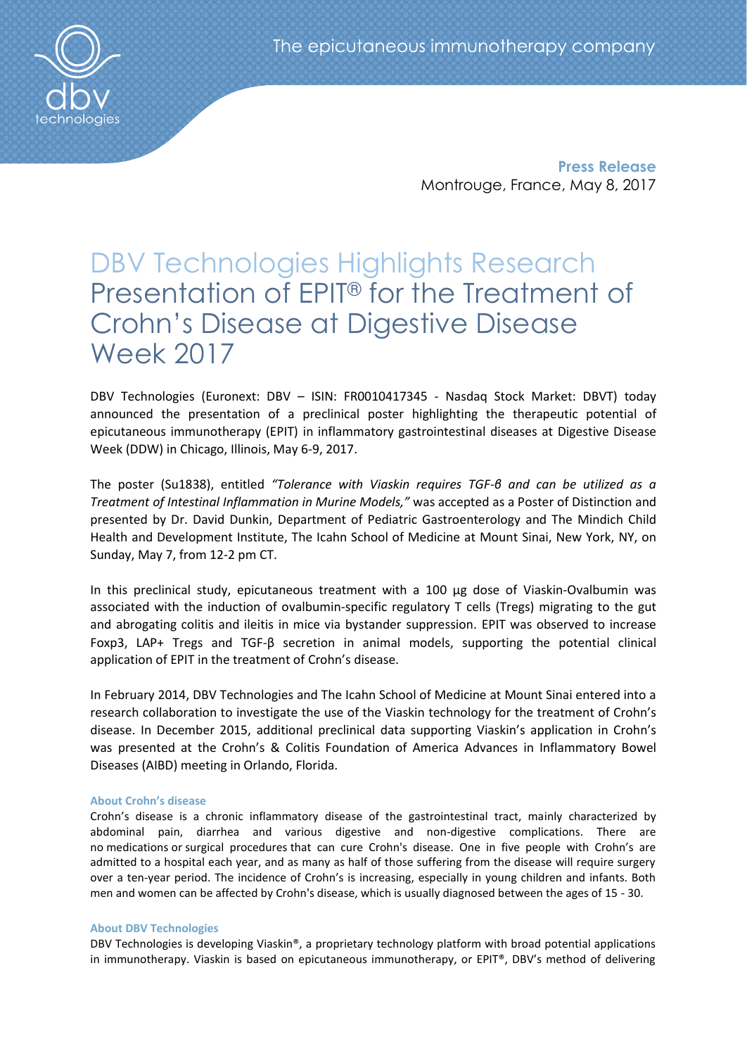The epicutaneous immunotherapy company

**Press Release**
Montrouge, France, May 8, 2017

# DBV Technologies Highlights Research Presentation of EPIT® for the Treatment of Crohn's Disease at Digestive Disease Week 2017

DBV Technologies (Euronext: DBV – ISIN: FR0010417345 - Nasdaq Stock Market: DBVT) today announced the presentation of a preclinical poster highlighting the therapeutic potential of epicutaneous immunotherapy (EPIT) in inflammatory gastrointestinal diseases at Digestive Disease Week (DDW) in Chicago, Illinois, May 6-9, 2017.

The poster (Su1838), entitled *"Tolerance with Viaskin requires TGF-β and can be utilized as a Treatment of Intestinal Inflammation in Murine Models,"* was accepted as a Poster of Distinction and presented by Dr. David Dunkin, Department of Pediatric Gastroenterology and The Mindich Child Health and Development Institute, The Icahn School of Medicine at Mount Sinai, New York, NY, on Sunday, May 7, from 12-2 pm CT.

In this preclinical study, epicutaneous treatment with a 100 µg dose of Viaskin-Ovalbumin was associated with the induction of ovalbumin-specific regulatory T cells (Tregs) migrating to the gut and abrogating colitis and ileitis in mice via bystander suppression. EPIT was observed to increase Foxp3, LAP+ Tregs and TGF-β secretion in animal models, supporting the potential clinical application of EPIT in the treatment of Crohn's disease.

In February 2014, DBV Technologies and The Icahn School of Medicine at Mount Sinai entered into a research collaboration to investigate the use of the Viaskin technology for the treatment of Crohn's disease. In December 2015, additional preclinical data supporting Viaskin's application in Crohn's was presented at the Crohn's & Colitis Foundation of America Advances in Inflammatory Bowel Diseases (AIBD) meeting in Orlando, Florida.

### About Crohn's disease

Crohn's disease is a chronic inflammatory disease of the gastrointestinal tract, mainly characterized by abdominal pain, diarrhea and various digestive and non-digestive complications. There are no medications or surgical procedures that can cure Crohn's disease. One in five people with Crohn's are admitted to a hospital each year, and as many as half of those suffering from the disease will require surgery over a ten-year period. The incidence of Crohn's is increasing, especially in young children and infants. Both men and women can be affected by Crohn's disease, which is usually diagnosed between the ages of 15 - 30.

### About DBV Technologies

DBV Technologies is developing Viaskin®, a proprietary technology platform with broad potential applications in immunotherapy. Viaskin is based on epicutaneous immunotherapy, or EPIT®, DBV's method of delivering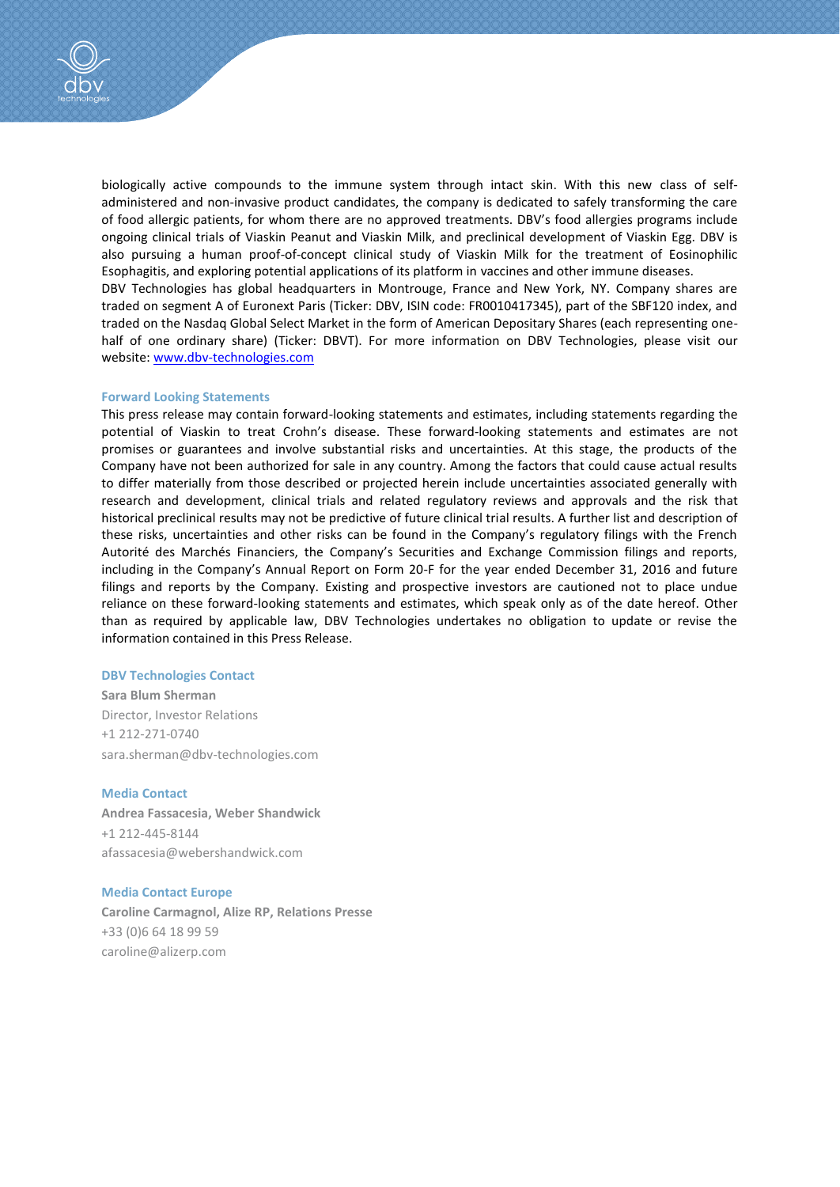biologically active compounds to the immune system through intact skin. With this new class of self-administered and non-invasive product candidates, the company is dedicated to safely transforming the care of food allergic patients, for whom there are no approved treatments. DBV's food allergies programs include ongoing clinical trials of Viaskin Peanut and Viaskin Milk, and preclinical development of Viaskin Egg. DBV is also pursuing a human proof-of-concept clinical study of Viaskin Milk for the treatment of Eosinophilic Esophagitis, and exploring potential applications of its platform in vaccines and other immune diseases.
DBV Technologies has global headquarters in Montrouge, France and New York, NY. Company shares are traded on segment A of Euronext Paris (Ticker: DBV, ISIN code: FR0010417345), part of the SBF120 index, and traded on the Nasdaq Global Select Market in the form of American Depositary Shares (each representing one-half of one ordinary share) (Ticker: DBVT). For more information on DBV Technologies, please visit our website: [www.dbv-technologies.com](http://www.dbv-technologies.com)

### Forward Looking Statements

This press release may contain forward-looking statements and estimates, including statements regarding the potential of Viaskin to treat Crohn's disease. These forward-looking statements and estimates are not promises or guarantees and involve substantial risks and uncertainties. At this stage, the products of the Company have not been authorized for sale in any country. Among the factors that could cause actual results to differ materially from those described or projected herein include uncertainties associated generally with research and development, clinical trials and related regulatory reviews and approvals and the risk that historical preclinical results may not be predictive of future clinical trial results. A further list and description of these risks, uncertainties and other risks can be found in the Company's regulatory filings with the French Autorité des Marchés Financiers, the Company's Securities and Exchange Commission filings and reports, including in the Company's Annual Report on Form 20-F for the year ended December 31, 2016 and future filings and reports by the Company. Existing and prospective investors are cautioned not to place undue reliance on these forward-looking statements and estimates, which speak only as of the date hereof. Other than as required by applicable law, DBV Technologies undertakes no obligation to update or revise the information contained in this Press Release.

### DBV Technologies Contact

**Sara Blum Sherman**
Director, Investor Relations
+1 212-271-0740
sara.sherman@dbv-technologies.com

### Media Contact

**Andrea Fassacesia, Weber Shandwick**
+1 212-445-8144
afassacesia@webershandwick.com

### Media Contact Europe

**Caroline Carmagnol, Alize RP, Relations Presse**
+33 (0)6 64 18 99 59
caroline@alizerp.com